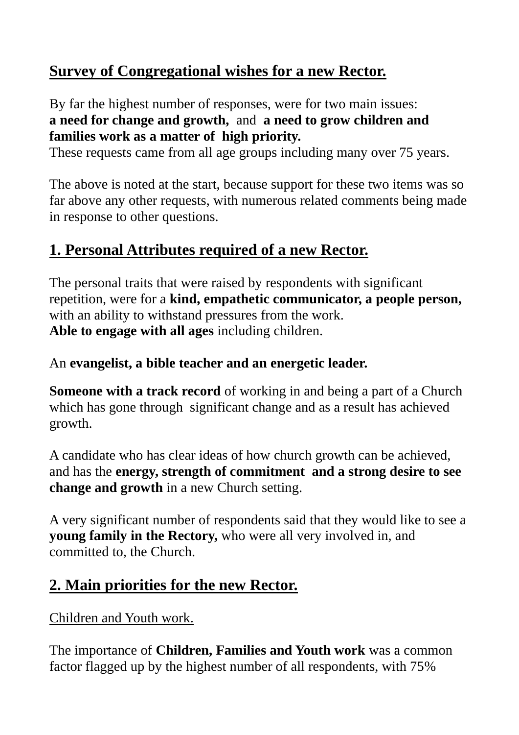# Survey of Congregational wishes for a new Rector.

By far the highest number of responses, were for two main issues:
**a need for change and growth,** and **a need to grow children and families work as a matter of high priority.**
These requests came from all age groups including many over 75 years.

The above is noted at the start, because support for these two items was so far above any other requests, with numerous related comments being made in response to other questions.

## 1. Personal Attributes required of a new Rector.

The personal traits that were raised by respondents with significant repetition, were for a **kind, empathetic communicator, a people person,** with an ability to withstand pressures from the work.
**Able to engage with all ages** including children.

An **evangelist, a bible teacher and an energetic leader.**

**Someone with a track record** of working in and being a part of a Church which has gone through significant change and as a result has achieved growth.

A candidate who has clear ideas of how church growth can be achieved, and has the **energy, strength of commitment and a strong desire to see change and growth** in a new Church setting.

A very significant number of respondents said that they would like to see a **young family in the Rectory,** who were all very involved in, and committed to, the Church.

## 2. Main priorities for the new Rector.

Children and Youth work.

The importance of **Children, Families and Youth work** was a common factor flagged up by the highest number of all respondents, with 75%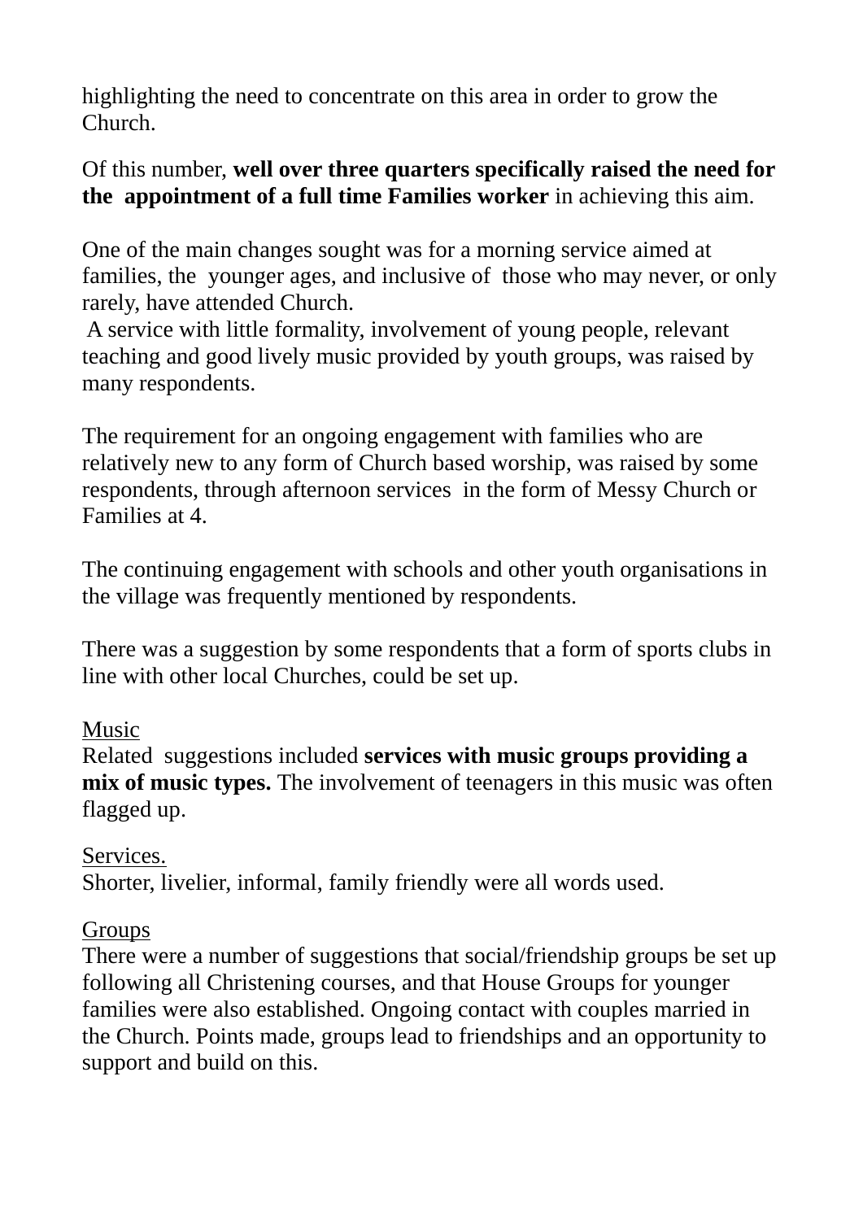highlighting the need to concentrate on this area in order to grow the Church.

Of this number, **well over three quarters specifically raised the need for the appointment of a full time Families worker** in achieving this aim.

One of the main changes sought was for a morning service aimed at families, the younger ages, and inclusive of those who may never, or only rarely, have attended Church.
A service with little formality, involvement of young people, relevant teaching and good lively music provided by youth groups, was raised by many respondents.

The requirement for an ongoing engagement with families who are relatively new to any form of Church based worship, was raised by some respondents, through afternoon services in the form of Messy Church or Families at 4.

The continuing engagement with schools and other youth organisations in the village was frequently mentioned by respondents.

There was a suggestion by some respondents that a form of sports clubs in line with other local Churches, could be set up.

<u>Music</u>
Related suggestions included **services with music groups providing a mix of music types.** The involvement of teenagers in this music was often flagged up.

<u>Services.</u>
Shorter, livelier, informal, family friendly were all words used.

<u>Groups</u>
There were a number of suggestions that social/friendship groups be set up following all Christening courses, and that House Groups for younger families were also established. Ongoing contact with couples married in the Church. Points made, groups lead to friendships and an opportunity to support and build on this.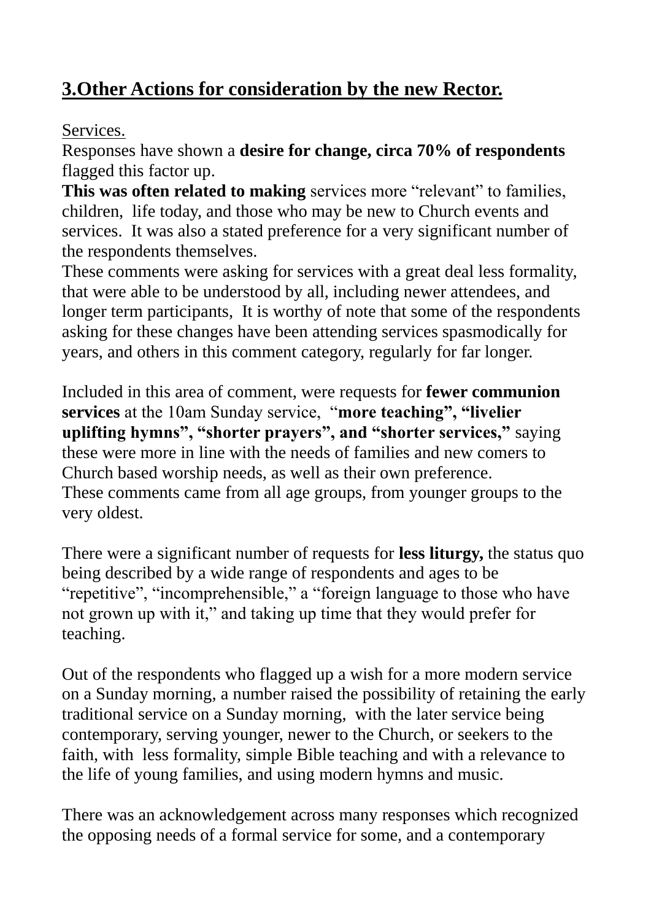## 3.Other Actions for consideration by the new Rector.

Services.

Responses have shown a **desire for change, circa 70% of respondents** flagged this factor up.

**This was often related to making** services more "relevant" to families, children, life today, and those who may be new to Church events and services. It was also a stated preference for a very significant number of the respondents themselves.

These comments were asking for services with a great deal less formality, that were able to be understood by all, including newer attendees, and longer term participants, It is worthy of note that some of the respondents asking for these changes have been attending services spasmodically for years, and others in this comment category, regularly for far longer.

Included in this area of comment, were requests for **fewer communion services** at the 10am Sunday service, "**more teaching", "livelier uplifting hymns", "shorter prayers", and "shorter services,"** saying these were more in line with the needs of families and new comers to Church based worship needs, as well as their own preference.

These comments came from all age groups, from younger groups to the very oldest.

There were a significant number of requests for **less liturgy,** the status quo being described by a wide range of respondents and ages to be "repetitive", "incomprehensible," a "foreign language to those who have not grown up with it," and taking up time that they would prefer for teaching.

Out of the respondents who flagged up a wish for a more modern service on a Sunday morning, a number raised the possibility of retaining the early traditional service on a Sunday morning, with the later service being contemporary, serving younger, newer to the Church, or seekers to the faith, with less formality, simple Bible teaching and with a relevance to the life of young families, and using modern hymns and music.

There was an acknowledgement across many responses which recognized the opposing needs of a formal service for some, and a contemporary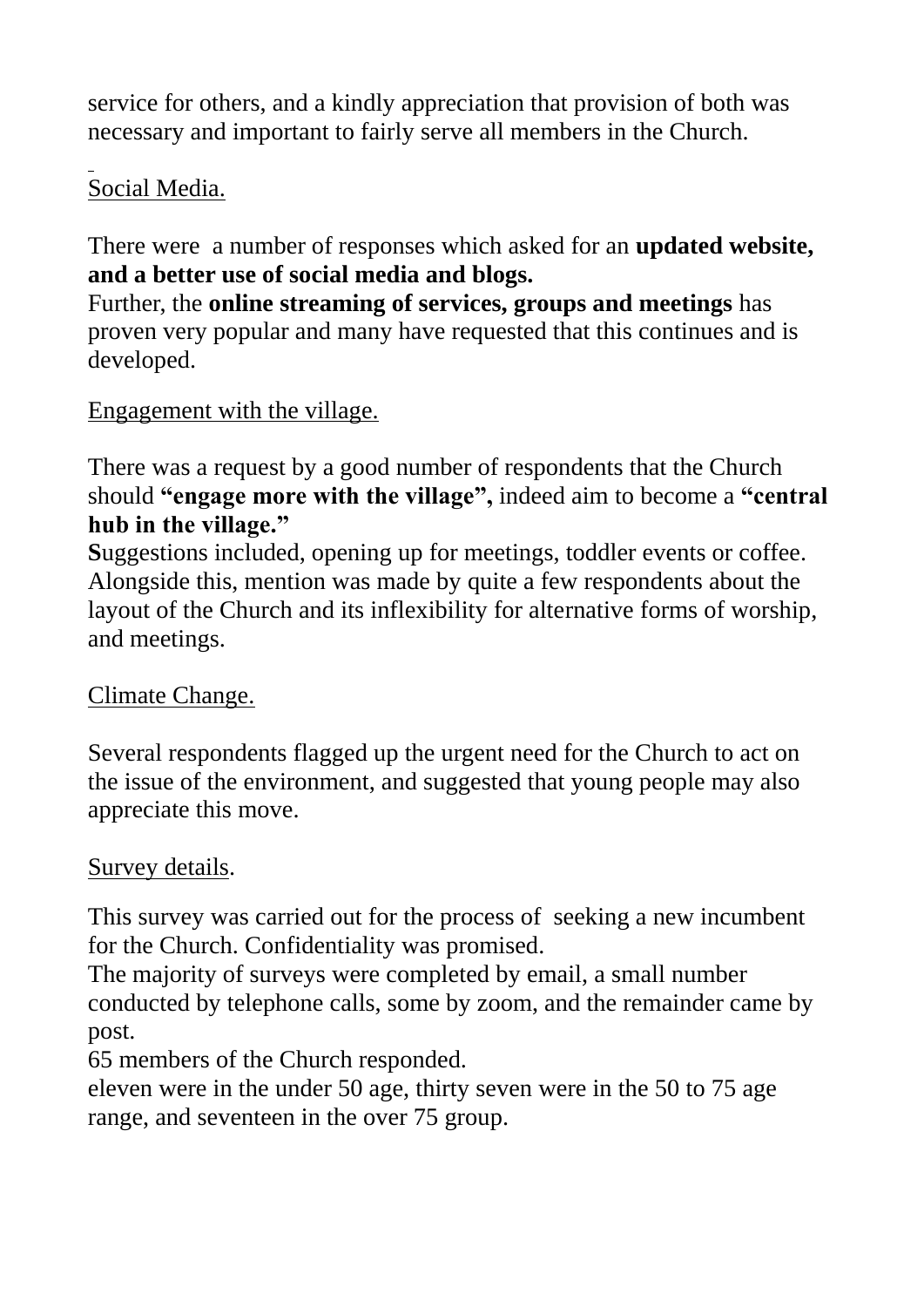service for others, and a kindly appreciation that provision of both was necessary and important to fairly serve all members in the Church.

Social Media.

There were a number of responses which asked for an **updated website, and a better use of social media and blogs.**
Further, the **online streaming of services, groups and meetings** has proven very popular and many have requested that this continues and is developed.

Engagement with the village.

There was a request by a good number of respondents that the Church should **"engage more with the village",** indeed aim to become a **"central hub in the village."**
**S**uggestions included, opening up for meetings, toddler events or coffee.
Alongside this, mention was made by quite a few respondents about the layout of the Church and its inflexibility for alternative forms of worship, and meetings.

Climate Change.

Several respondents flagged up the urgent need for the Church to act on the issue of the environment, and suggested that young people may also appreciate this move.

Survey details.

This survey was carried out for the process of seeking a new incumbent for the Church. Confidentiality was promised.
The majority of surveys were completed by email, a small number conducted by telephone calls, some by zoom, and the remainder came by post.
65 members of the Church responded.
eleven were in the under 50 age, thirty seven were in the 50 to 75 age range, and seventeen in the over 75 group.